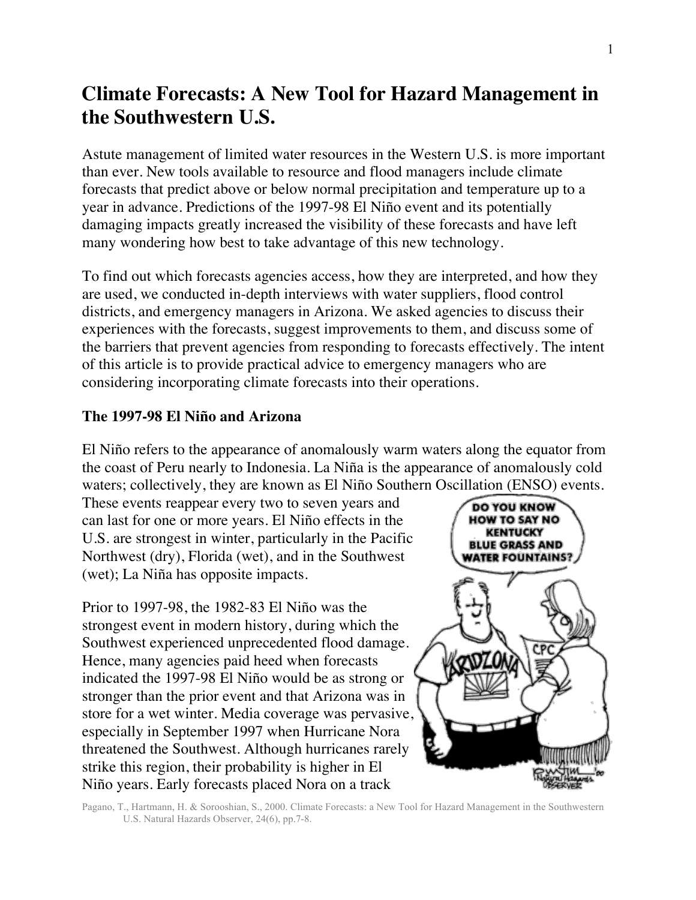# Climate Forecasts: A New Tool for Hazard Management in the Southwestern U.S.

Astute management of limited water resources in the Western U.S. is more important than ever. New tools available to resource and flood managers include climate forecasts that predict above or below normal precipitation and temperature up to a year in advance. Predictions of the 1997-98 El Niño event and its potentially damaging impacts greatly increased the visibility of these forecasts and have left many wondering how best to take advantage of this new technology.

To find out which forecasts agencies access, how they are interpreted, and how they are used, we conducted in-depth interviews with water suppliers, flood control districts, and emergency managers in Arizona. We asked agencies to discuss their experiences with the forecasts, suggest improvements to them, and discuss some of the barriers that prevent agencies from responding to forecasts effectively. The intent of this article is to provide practical advice to emergency managers who are considering incorporating climate forecasts into their operations.

### The 1997-98 El Niño and Arizona

El Niño refers to the appearance of anomalously warm waters along the equator from the coast of Peru nearly to Indonesia. La Niña is the appearance of anomalously cold waters; collectively, they are known as El Niño Southern Oscillation (ENSO) events. These events reappear every two to seven years and can last for one or more years. El Niño effects in the U.S. are strongest in winter, particularly in the Pacific Northwest (dry), Florida (wet), and in the Southwest (wet); La Niña has opposite impacts.

Prior to 1997-98, the 1982-83 El Niño was the strongest event in modern history, during which the Southwest experienced unprecedented flood damage. Hence, many agencies paid heed when forecasts indicated the 1997-98 El Niño would be as strong or stronger than the prior event and that Arizona was in store for a wet winter. Media coverage was pervasive, especially in September 1997 when Hurricane Nora threatened the Southwest. Although hurricanes rarely strike this region, their probability is higher in El Niño years. Early forecasts placed Nora on a track

Pagano, T., Hartmann, H. & Sorooshian, S., 2000. Climate Forecasts: a New Tool for Hazard Management in the Southwestern U.S. Natural Hazards Observer, 24(6), pp.7-8.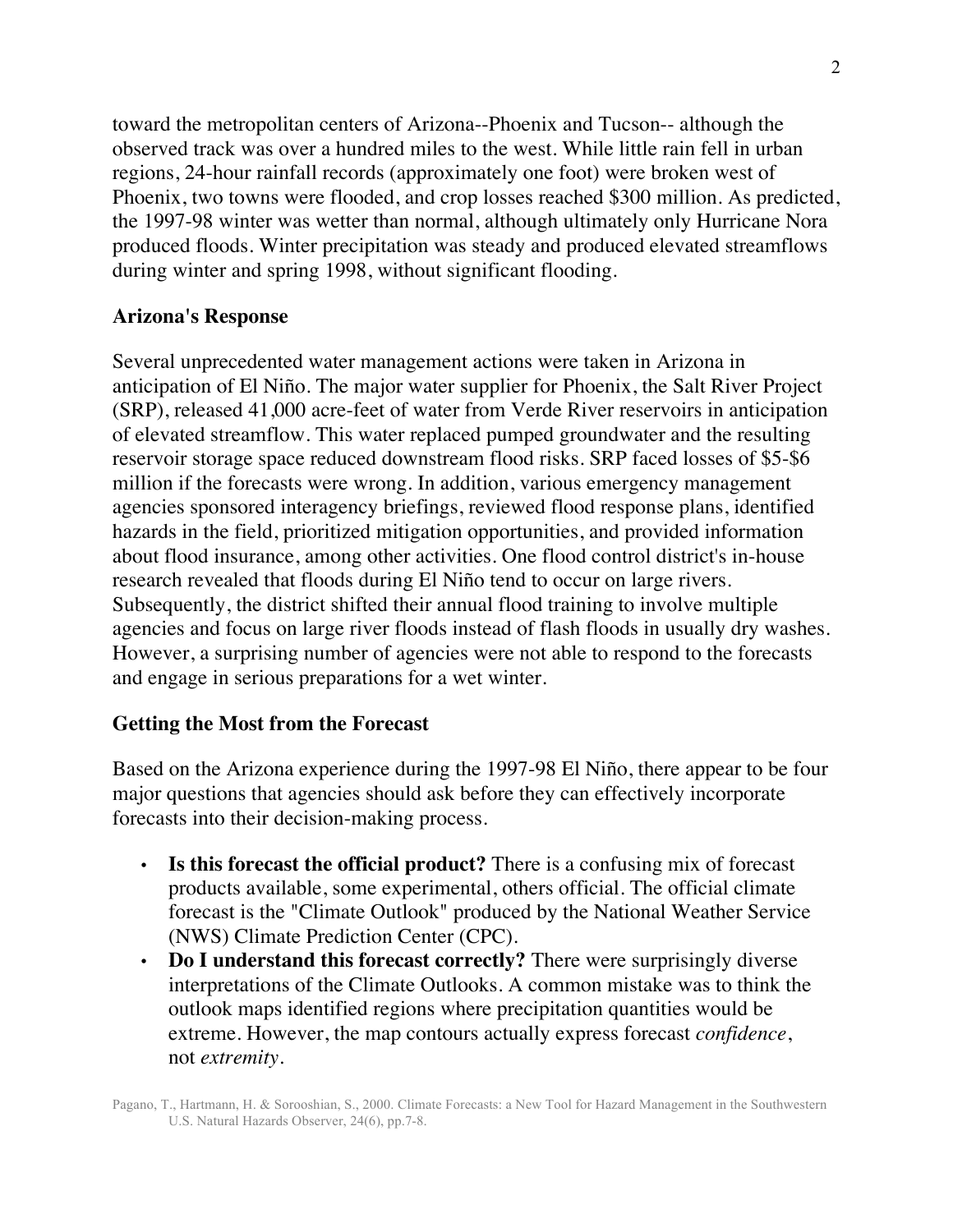toward the metropolitan centers of Arizona--Phoenix and Tucson-- although the observed track was over a hundred miles to the west. While little rain fell in urban regions, 24-hour rainfall records (approximately one foot) were broken west of Phoenix, two towns were flooded, and crop losses reached $300 million. As predicted, the 1997-98 winter was wetter than normal, although ultimately only Hurricane Nora produced floods. Winter precipitation was steady and produced elevated streamflows during winter and spring 1998, without significant flooding.

## Arizona's Response

Several unprecedented water management actions were taken in Arizona in anticipation of El Niño. The major water supplier for Phoenix, the Salt River Project (SRP), released 41,000 acre-feet of water from Verde River reservoirs in anticipation of elevated streamflow. This water replaced pumped groundwater and the resulting reservoir storage space reduced downstream flood risks. SRP faced losses of $5-$6 million if the forecasts were wrong. In addition, various emergency management agencies sponsored interagency briefings, reviewed flood response plans, identified hazards in the field, prioritized mitigation opportunities, and provided information about flood insurance, among other activities. One flood control district's in-house research revealed that floods during El Niño tend to occur on large rivers. Subsequently, the district shifted their annual flood training to involve multiple agencies and focus on large river floods instead of flash floods in usually dry washes. However, a surprising number of agencies were not able to respond to the forecasts and engage in serious preparations for a wet winter.

## Getting the Most from the Forecast

Based on the Arizona experience during the 1997-98 El Niño, there appear to be four major questions that agencies should ask before they can effectively incorporate forecasts into their decision-making process.

- **Is this forecast the official product?** There is a confusing mix of forecast products available, some experimental, others official. The official climate forecast is the "Climate Outlook" produced by the National Weather Service (NWS) Climate Prediction Center (CPC).
- **Do I understand this forecast correctly?** There were surprisingly diverse interpretations of the Climate Outlooks. A common mistake was to think the outlook maps identified regions where precipitation quantities would be extreme. However, the map contours actually express forecast *confidence*, not *extremity*.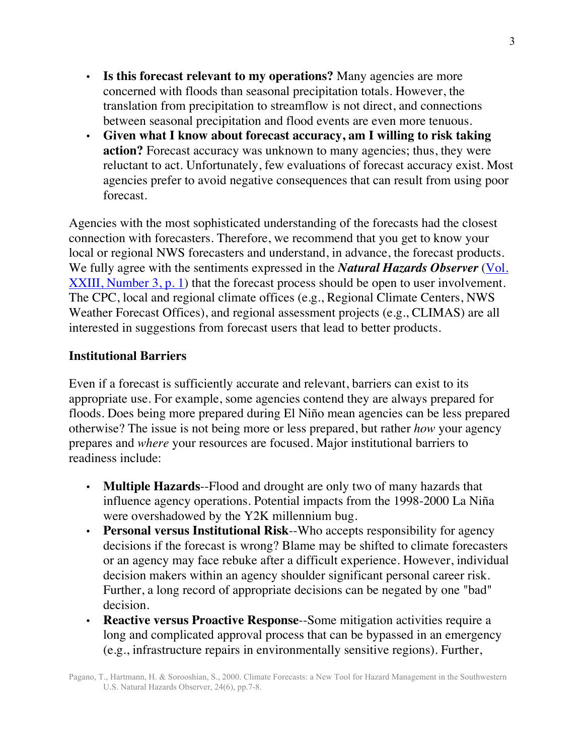- **Is this forecast relevant to my operations?** Many agencies are more concerned with floods than seasonal precipitation totals. However, the translation from precipitation to streamflow is not direct, and connections between seasonal precipitation and flood events are even more tenuous.
- **Given what I know about forecast accuracy, am I willing to risk taking action?** Forecast accuracy was unknown to many agencies; thus, they were reluctant to act. Unfortunately, few evaluations of forecast accuracy exist. Most agencies prefer to avoid negative consequences that can result from using poor forecast.

Agencies with the most sophisticated understanding of the forecasts had the closest connection with forecasters. Therefore, we recommend that you get to know your local or regional NWS forecasters and understand, in advance, the forecast products. We fully agree with the sentiments expressed in the ***Natural Hazards Observer*** (Vol. XXIII, Number 3, p. 1) that the forecast process should be open to user involvement. The CPC, local and regional climate offices (e.g., Regional Climate Centers, NWS Weather Forecast Offices), and regional assessment projects (e.g., CLIMAS) are all interested in suggestions from forecast users that lead to better products.

## Institutional Barriers

Even if a forecast is sufficiently accurate and relevant, barriers can exist to its appropriate use. For example, some agencies contend they are always prepared for floods. Does being more prepared during El Niño mean agencies can be less prepared otherwise? The issue is not being more or less prepared, but rather *how* your agency prepares and *where* your resources are focused. Major institutional barriers to readiness include:

- **Multiple Hazards**--Flood and drought are only two of many hazards that influence agency operations. Potential impacts from the 1998-2000 La Niña were overshadowed by the Y2K millennium bug.
- **Personal versus Institutional Risk**--Who accepts responsibility for agency decisions if the forecast is wrong? Blame may be shifted to climate forecasters or an agency may face rebuke after a difficult experience. However, individual decision makers within an agency shoulder significant personal career risk. Further, a long record of appropriate decisions can be negated by one "bad" decision.
- **Reactive versus Proactive Response**--Some mitigation activities require a long and complicated approval process that can be bypassed in an emergency (e.g., infrastructure repairs in environmentally sensitive regions). Further,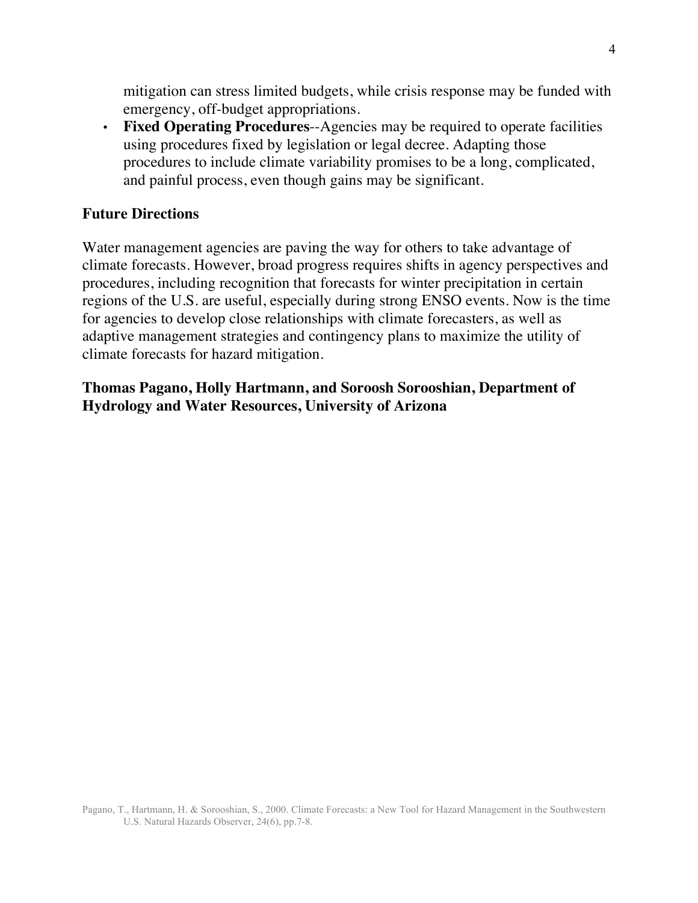mitigation can stress limited budgets, while crisis response may be funded with emergency, off-budget appropriations.

- **Fixed Operating Procedures**--Agencies may be required to operate facilities using procedures fixed by legislation or legal decree. Adapting those procedures to include climate variability promises to be a long, complicated, and painful process, even though gains may be significant.

## Future Directions

Water management agencies are paving the way for others to take advantage of climate forecasts. However, broad progress requires shifts in agency perspectives and procedures, including recognition that forecasts for winter precipitation in certain regions of the U.S. are useful, especially during strong ENSO events. Now is the time for agencies to develop close relationships with climate forecasters, as well as adaptive management strategies and contingency plans to maximize the utility of climate forecasts for hazard mitigation.

**Thomas Pagano, Holly Hartmann, and Soroosh Sorooshian, Department of Hydrology and Water Resources, University of Arizona**

Pagano, T., Hartmann, H. & Sorooshian, S., 2000. Climate Forecasts: a New Tool for Hazard Management in the Southwestern U.S. Natural Hazards Observer, 24(6), pp.7-8.